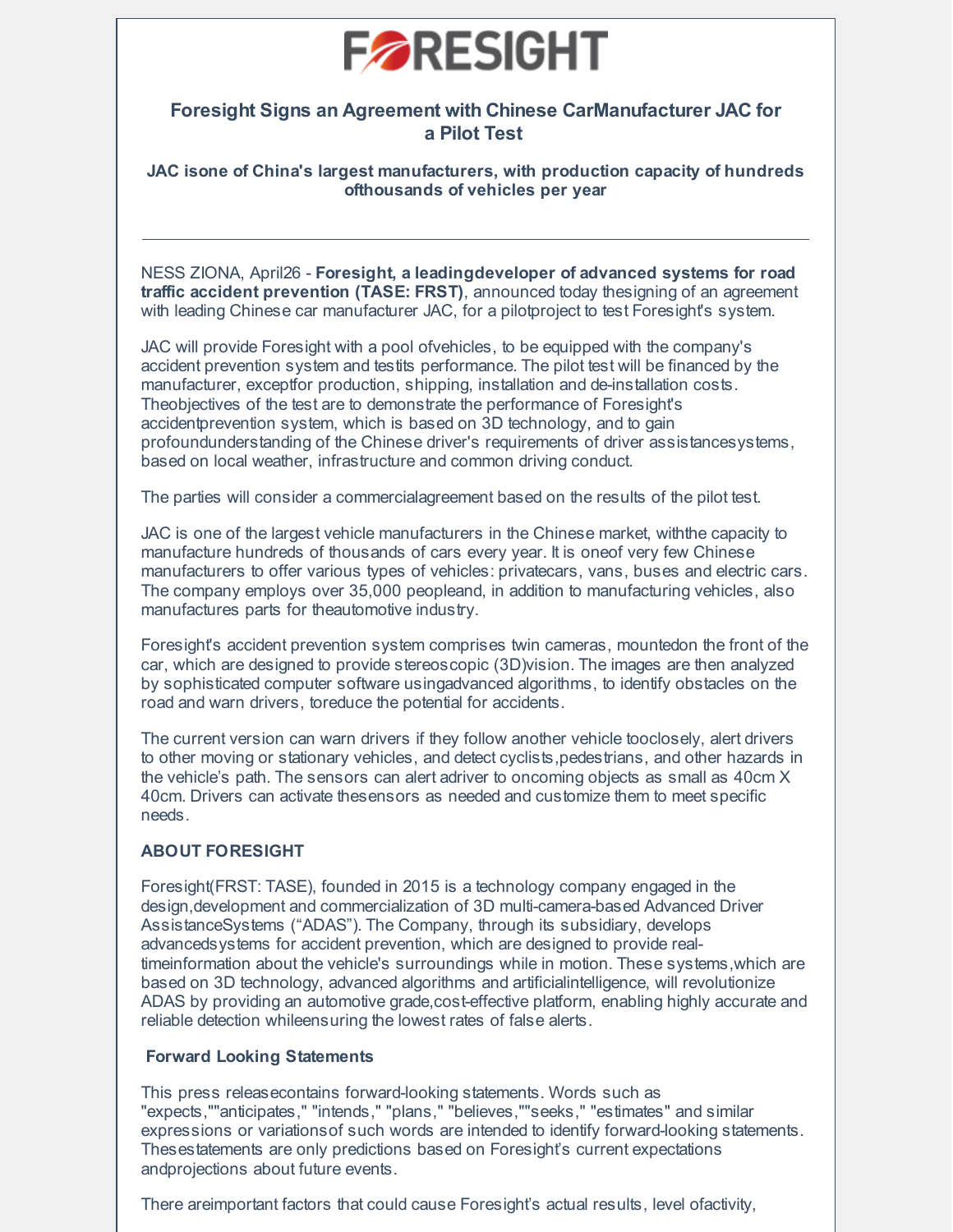# FORESIGHT

## Foresight Signs an Agreement with Chinese CarManufacturer JAC for a Pilot Test

### JAC isone of China's largest manufacturers, with production capacity of hundreds ofthousands of vehicles per year

---

NESS ZIONA, April26 - **Foresight, a leadingdeveloper of advanced systems for road traffic accident prevention (TASE: FRST)**, announced today thesigning of an agreement with leading Chinese car manufacturer JAC, for a pilotproject to test Foresight's system.

JAC will provide Foresight with a pool ofvehicles, to be equipped with the company's accident prevention system and testits performance. The pilot test will be financed by the manufacturer, exceptfor production, shipping, installation and de-installation costs. Theobjectives of the test are to demonstrate the performance of Foresight's accidentprevention system, which is based on 3D technology, and to gain profoundunderstanding of the Chinese driver's requirements of driver assistancesystems, based on local weather, infrastructure and common driving conduct.

The parties will consider a commercialagreement based on the results of the pilot test.

JAC is one of the largest vehicle manufacturers in the Chinese market, withthe capacity to manufacture hundreds of thousands of cars every year. It is oneof very few Chinese manufacturers to offer various types of vehicles: privatecars, vans, buses and electric cars. The company employs over 35,000 peopleand, in addition to manufacturing vehicles, also manufactures parts for theautomotive industry.

Foresight's accident prevention system comprises twin cameras, mountedon the front of the car, which are designed to provide stereoscopic (3D)vision. The images are then analyzed by sophisticated computer software usingadvanced algorithms, to identify obstacles on the road and warn drivers, toreduce the potential for accidents.

The current version can warn drivers if they follow another vehicle tooclosely, alert drivers to other moving or stationary vehicles, and detect cyclists,pedestrians, and other hazards in the vehicle's path. The sensors can alert adriver to oncoming objects as small as 40cm X 40cm. Drivers can activate thesensors as needed and customize them to meet specific needs.

**ABOUT FORESIGHT**

Foresight(FRST: TASE), founded in 2015 is a technology company engaged in the design,development and commercialization of 3D multi-camera-based Advanced Driver AssistanceSystems ("ADAS"). The Company, through its subsidiary, develops advancedsystems for accident prevention, which are designed to provide real-timeinformation about the vehicle's surroundings while in motion. These systems,which are based on 3D technology, advanced algorithms and artificialintelligence, will revolutionize ADAS by providing an automotive grade,cost-effective platform, enabling highly accurate and reliable detection whileensuring the lowest rates of false alerts.

**Forward Looking Statements**

This press releasecontains forward-looking statements. Words such as "expects,""anticipates," "intends," "plans," "believes,""seeks," "estimates" and similar expressions or variationsof such words are intended to identify forward-looking statements. Thesestatements are only predictions based on Foresight's current expectations andprojections about future events.

There areimportant factors that could cause Foresight's actual results, level ofactivity,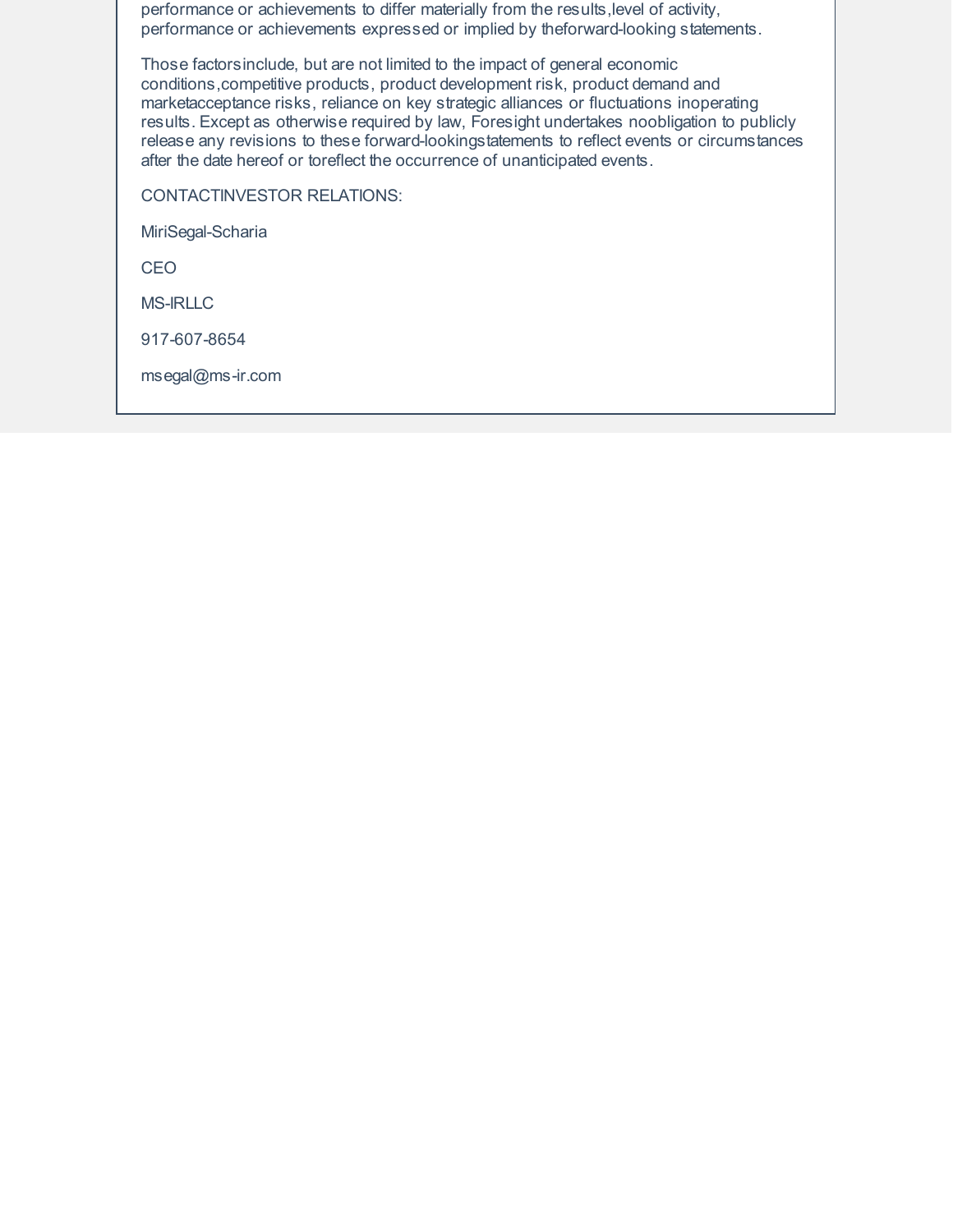performance or achievements to differ materially from the results,level of activity, performance or achievements expressed or implied by theforward-looking statements.

Those factorsinclude, but are not limited to the impact of general economic conditions,competitive products, product development risk, product demand and marketacceptance risks, reliance on key strategic alliances or fluctuations inoperating results. Except as otherwise required by law, Foresight undertakes noobligation to publicly release any revisions to these forward-lookingstatements to reflect events or circumstances after the date hereof or toreflect the occurrence of unanticipated events.

CONTACTINVESTOR RELATIONS:

MiriSegal-Scharia

CEO

MS-IRLLC

917-607-8654

msegal@ms-ir.com